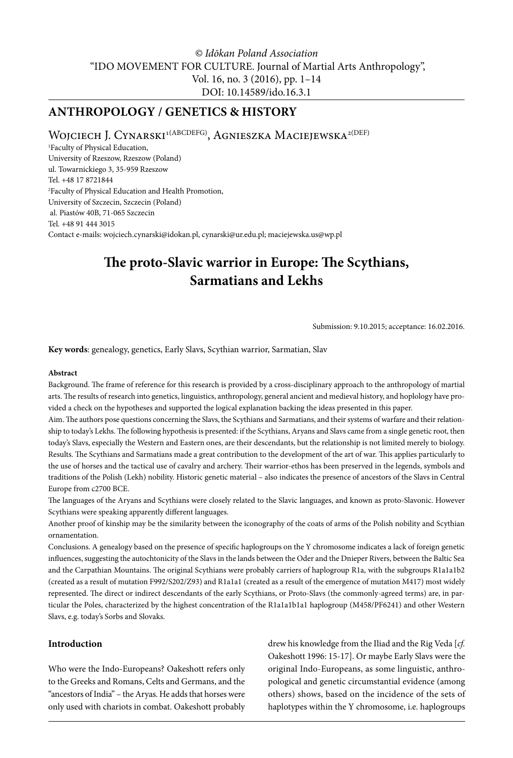© *Idōkan Poland Association*
"IDO MOVEMENT FOR CULTURE. Journal of Martial Arts Anthropology",
Vol. 16, no. 3 (2016), pp. 1–14
DOI: 10.14589/ido.16.3.1

## ANTHROPOLOGY / GENETICS & HISTORY

Wojciech J. Cynarski[1(ABCDEFG)], Agnieszka Maciejewska[2(DEF)]

[1]Faculty of Physical Education,
University of Rzeszow, Rzeszow (Poland)
ul. Towarnickiego 3, 35-959 Rzeszow
Tel. +48 17 8721844
[2]Faculty of Physical Education and Health Promotion,
University of Szczecin, Szczecin (Poland)
al. Piastów 40B, 71-065 Szczecin
Tel. +48 91 444 3015
Contact e-mails: wojciech.cynarski@idokan.pl, cynarski@ur.edu.pl; maciejewska.us@wp.pl

# The proto-Slavic warrior in Europe: The Scythians, Sarmatians and Lekhs

Submission: 9.10.2015; acceptance: 16.02.2016.

**Key words**: genealogy, genetics, Early Slavs, Scythian warrior, Sarmatian, Slav

**Abstract**

Background. The frame of reference for this research is provided by a cross-disciplinary approach to the anthropology of martial arts. The results of research into genetics, linguistics, anthropology, general ancient and medieval history, and hoplology have provided a check on the hypotheses and supported the logical explanation backing the ideas presented in this paper.

Aim. The authors pose questions concerning the Slavs, the Scythians and Sarmatians, and their systems of warfare and their relationship to today's Lekhs. The following hypothesis is presented: if the Scythians, Aryans and Slavs came from a single genetic root, then today's Slavs, especially the Western and Eastern ones, are their descendants, but the relationship is not limited merely to biology.

Results. The Scythians and Sarmatians made a great contribution to the development of the art of war. This applies particularly to the use of horses and the tactical use of cavalry and archery. Their warrior-ethos has been preserved in the legends, symbols and traditions of the Polish (Lekh) nobility. Historic genetic material – also indicates the presence of ancestors of the Slavs in Central Europe from c2700 BCE.

The languages of the Aryans and Scythians were closely related to the Slavic languages, and known as proto-Slavonic. However Scythians were speaking apparently different languages.

Another proof of kinship may be the similarity between the iconography of the coats of arms of the Polish nobility and Scythian ornamentation.

Conclusions. A genealogy based on the presence of specific haplogroups on the Y chromosome indicates a lack of foreign genetic influences, suggesting the autochtonicity of the Slavs in the lands between the Oder and the Dnieper Rivers, between the Baltic Sea and the Carpathian Mountains. The original Scythians were probably carriers of haplogroup R1a, with the subgroups R1a1a1b2 (created as a result of mutation F992/S202/Z93) and R1a1a1 (created as a result of the emergence of mutation M417) most widely represented. The direct or indirect descendants of the early Scythians, or Proto-Slavs (the commonly-agreed terms) are, in particular the Poles, characterized by the highest concentration of the R1a1a1b1a1 haplogroup (M458/PF6241) and other Western Slavs, e.g. today's Sorbs and Slovaks.

## Introduction

Who were the Indo-Europeans? Oakeshott refers only to the Greeks and Romans, Celts and Germans, and the "ancestors of India" – the Aryas. He adds that horses were only used with chariots in combat. Oakeshott probably drew his knowledge from the Iliad and the Rig Veda [*cf.* Oakeshott 1996: 15-17]. Or maybe Early Slavs were the original Indo-Europeans, as some linguistic, anthropological and genetic circumstantial evidence (among others) shows, based on the incidence of the sets of haplotypes within the Y chromosome, i.e. haplogroups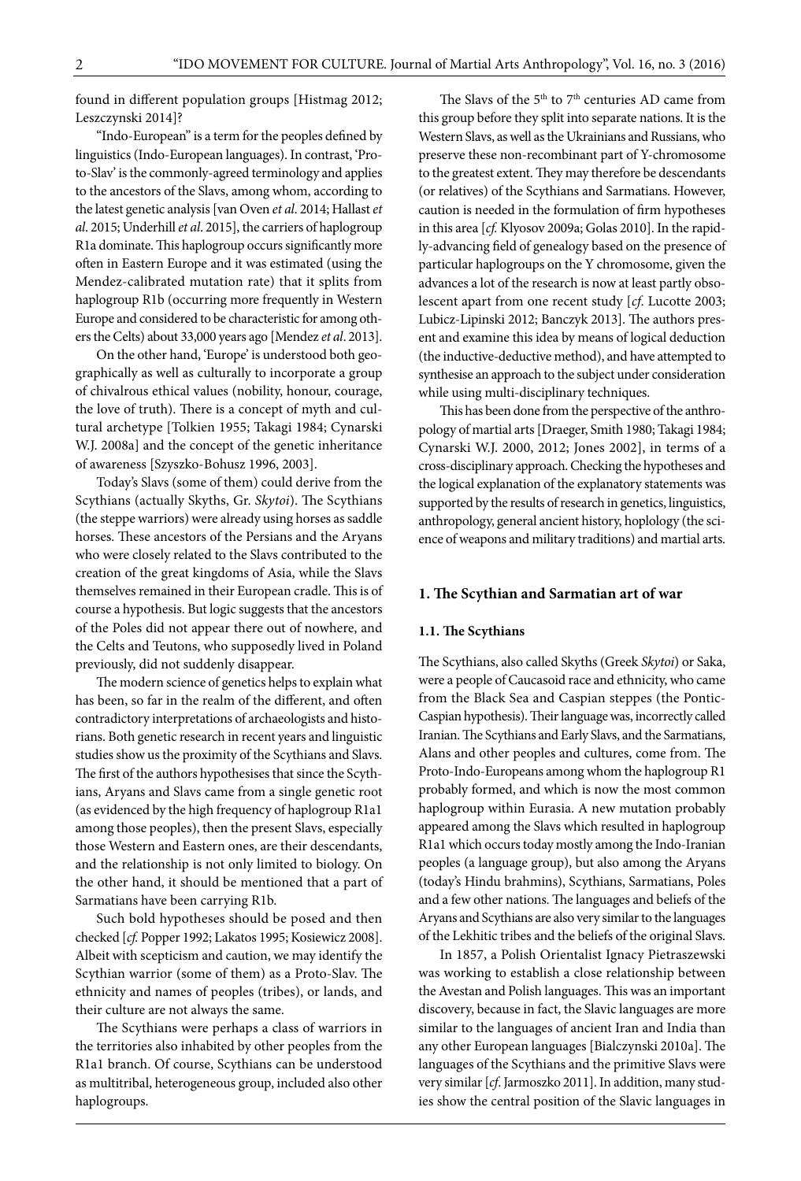found in different population groups [Histmag 2012; Leszczynski 2014]?

"Indo-European" is a term for the peoples defined by linguistics (Indo-European languages). In contrast, 'Proto-Slav' is the commonly-agreed terminology and applies to the ancestors of the Slavs, among whom, according to the latest genetic analysis [van Oven *et al*. 2014; Hallast *et al*. 2015; Underhill *et al*. 2015], the carriers of haplogroup R1a dominate. This haplogroup occurs significantly more often in Eastern Europe and it was estimated (using the Mendez-calibrated mutation rate) that it splits from haplogroup R1b (occurring more frequently in Western Europe and considered to be characteristic for among others the Celts) about 33,000 years ago [Mendez *et al*. 2013].

On the other hand, 'Europe' is understood both geographically as well as culturally to incorporate a group of chivalrous ethical values (nobility, honour, courage, the love of truth). There is a concept of myth and cultural archetype [Tolkien 1955; Takagi 1984; Cynarski W.J. 2008a] and the concept of the genetic inheritance of awareness [Szyszko-Bohusz 1996, 2003].

Today's Slavs (some of them) could derive from the Scythians (actually Skyths, Gr. *Skytoi*). The Scythians (the steppe warriors) were already using horses as saddle horses. These ancestors of the Persians and the Aryans who were closely related to the Slavs contributed to the creation of the great kingdoms of Asia, while the Slavs themselves remained in their European cradle. This is of course a hypothesis. But logic suggests that the ancestors of the Poles did not appear there out of nowhere, and the Celts and Teutons, who supposedly lived in Poland previously, did not suddenly disappear.

The modern science of genetics helps to explain what has been, so far in the realm of the different, and often contradictory interpretations of archaeologists and historians. Both genetic research in recent years and linguistic studies show us the proximity of the Scythians and Slavs. The first of the authors hypothesises that since the Scythians, Aryans and Slavs came from a single genetic root (as evidenced by the high frequency of haplogroup R1a1 among those peoples), then the present Slavs, especially those Western and Eastern ones, are their descendants, and the relationship is not only limited to biology. On the other hand, it should be mentioned that a part of Sarmatians have been carrying R1b.

Such bold hypotheses should be posed and then checked [*cf.* Popper 1992; Lakatos 1995; Kosiewicz 2008]. Albeit with scepticism and caution, we may identify the Scythian warrior (some of them) as a Proto-Slav. The ethnicity and names of peoples (tribes), or lands, and their culture are not always the same.

The Scythians were perhaps a class of warriors in the territories also inhabited by other peoples from the R1a1 branch. Of course, Scythians can be understood as multitribal, heterogeneous group, included also other haplogroups.

The Slavs of the 5th to 7th centuries AD came from this group before they split into separate nations. It is the Western Slavs, as well as the Ukrainians and Russians, who preserve these non-recombinant part of Y-chromosome to the greatest extent. They may therefore be descendants (or relatives) of the Scythians and Sarmatians. However, caution is needed in the formulation of firm hypotheses in this area [*cf.* Klyosov 2009a; Golas 2010]. In the rapidly-advancing field of genealogy based on the presence of particular haplogroups on the Y chromosome, given the advances a lot of the research is now at least partly obsolescent apart from one recent study [*cf.* Lucotte 2003; Lubicz-Lipinski 2012; Banczyk 2013]. The authors present and examine this idea by means of logical deduction (the inductive-deductive method), and have attempted to synthesise an approach to the subject under consideration while using multi-disciplinary techniques.

This has been done from the perspective of the anthropology of martial arts [Draeger, Smith 1980; Takagi 1984; Cynarski W.J. 2000, 2012; Jones 2002], in terms of a cross-disciplinary approach. Checking the hypotheses and the logical explanation of the explanatory statements was supported by the results of research in genetics, linguistics, anthropology, general ancient history, hoplology (the science of weapons and military traditions) and martial arts.

## 1. The Scythian and Sarmatian art of war

### 1.1. The Scythians

The Scythians, also called Skyths (Greek *Skytoi*) or Saka, were a people of Caucasoid race and ethnicity, who came from the Black Sea and Caspian steppes (the Pontic-Caspian hypothesis). Their language was, incorrectly called Iranian. The Scythians and Early Slavs, and the Sarmatians, Alans and other peoples and cultures, come from. The Proto-Indo-Europeans among whom the haplogroup R1 probably formed, and which is now the most common haplogroup within Eurasia. A new mutation probably appeared among the Slavs which resulted in haplogroup R1a1 which occurs today mostly among the Indo-Iranian peoples (a language group), but also among the Aryans (today's Hindu brahmins), Scythians, Sarmatians, Poles and a few other nations. The languages and beliefs of the Aryans and Scythians are also very similar to the languages of the Lekhitic tribes and the beliefs of the original Slavs.

In 1857, a Polish Orientalist Ignacy Pietraszewski was working to establish a close relationship between the Avestan and Polish languages. This was an important discovery, because in fact, the Slavic languages are more similar to the languages of ancient Iran and India than any other European languages [Bialczynski 2010a]. The languages of the Scythians and the primitive Slavs were very similar [*cf.* Jarmoszko 2011]. In addition, many studies show the central position of the Slavic languages in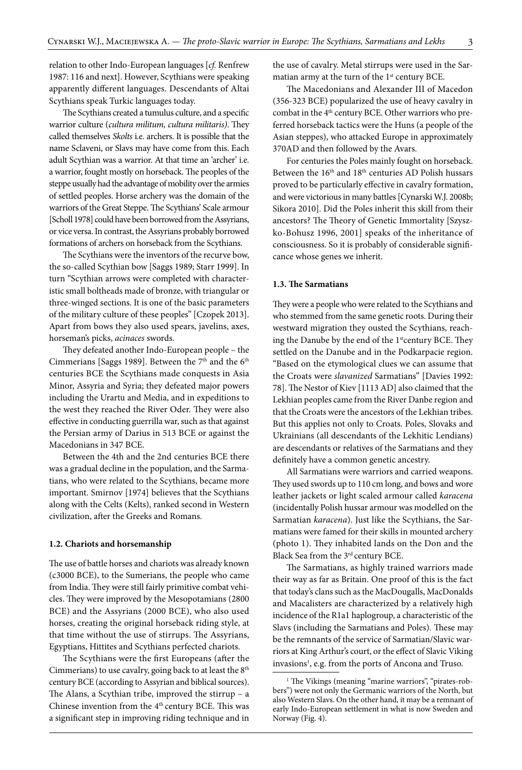relation to other Indo-European languages [*cf.* Renfrew 1987: 116 and next]. However, Scythians were speaking apparently different languages. Descendants of Altai Scythians speak Turkic languages today.

The Scythians created a tumulus culture, and a specific warrior culture (*cultura militum, cultura militaris)*. They called themselves *Skolts* i.e. archers. It is possible that the name Sclaveni, or Slavs may have come from this. Each adult Scythian was a warrior. At that time an 'archer' i.e. a warrior, fought mostly on horseback. The peoples of the steppe usually had the advantage of mobility over the armies of settled peoples. Horse archery was the domain of the warriors of the Great Steppe. The Scythians' Scale armour [Scholl 1978] could have been borrowed from the Assyrians, or vice versa. In contrast, the Assyrians probably borrowed formations of archers on horseback from the Scythians.

The Scythians were the inventors of the recurve bow, the so-called Scythian bow [Saggs 1989; Starr 1999]. In turn "Scythian arrows were completed with characteristic small boltheads made of bronze, with triangular or three-winged sections. It is one of the basic parameters of the military culture of these peoples" [Czopek 2013]. Apart from bows they also used spears, javelins, axes, horseman's picks, *acinaces* swords.

They defeated another Indo-European people – the Cimmerians [Saggs 1989]. Between the 7th and the 6th centuries BCE the Scythians made conquests in Asia Minor, Assyria and Syria; they defeated major powers including the Urartu and Media, and in expeditions to the west they reached the River Oder. They were also effective in conducting guerrilla war, such as that against the Persian army of Darius in 513 BCE or against the Macedonians in 347 BCE.

Between the 4th and the 2nd centuries BCE there was a gradual decline in the population, and the Sarmatians, who were related to the Scythians, became more important. Smirnov [1974] believes that the Scythians along with the Celts (Kelts), ranked second in Western civilization, after the Greeks and Romans.

### 1.2. Chariots and horsemanship

The use of battle horses and chariots was already known (c3000 BCE), to the Sumerians, the people who came from India. They were still fairly primitive combat vehicles. They were improved by the Mesopotamians (2800 BCE) and the Assyrians (2000 BCE), who also used horses, creating the original horseback riding style, at that time without the use of stirrups. The Assyrians, Egyptians, Hittites and Scythians perfected chariots.

The Scythians were the first Europeans (after the Cimmerians) to use cavalry, going back to at least the 8th century BCE (according to Assyrian and biblical sources). The Alans, a Scythian tribe, improved the stirrup – a Chinese invention from the 4th century BCE. This was a significant step in improving riding technique and in the use of cavalry. Metal stirrups were used in the Sarmatian army at the turn of the 1st century BCE.

The Macedonians and Alexander III of Macedon (356-323 BCE) popularized the use of heavy cavalry in combat in the 4th century BCE. Other warriors who preferred horseback tactics were the Huns (a people of the Asian steppes), who attacked Europe in approximately 370AD and then followed by the Avars.

For centuries the Poles mainly fought on horseback. Between the 16th and 18th centuries AD Polish hussars proved to be particularly effective in cavalry formation, and were victorious in many battles [Cynarski W.J. 2008b; Sikora 2010]. Did the Poles inherit this skill from their ancestors? The Theory of Genetic Immortality [Szyszko-Bohusz 1996, 2001] speaks of the inheritance of consciousness. So it is probably of considerable significance whose genes we inherit.

### 1.3. The Sarmatians

They were a people who were related to the Scythians and who stemmed from the same genetic roots. During their westward migration they ousted the Scythians, reaching the Danube by the end of the 1st century BCE. They settled on the Danube and in the Podkarpacie region. "Based on the etymological clues we can assume that the Croats were *slavanized* Sarmatians" [Davies 1992: 78]. The Nestor of Kiev [1113 AD] also claimed that the Lekhian peoples came from the River Danbe region and that the Croats were the ancestors of the Lekhian tribes. But this applies not only to Croats. Poles, Slovaks and Ukrainians (all descendants of the Lekhitic Lendians) are descendants or relatives of the Sarmatians and they definitely have a common genetic ancestry.

All Sarmatians were warriors and carried weapons. They used swords up to 110 cm long, and bows and wore leather jackets or light scaled armour called *karacena* (incidentally Polish hussar armour was modelled on the Sarmatian *karacena*). Just like the Scythians, the Sarmatians were famed for their skills in mounted archery (photo 1). They inhabited lands on the Don and the Black Sea from the 3rd century BCE.

The Sarmatians, as highly trained warriors made their way as far as Britain. One proof of this is the fact that today's clans such as the MacDougalls, MacDonalds and Macalisters are characterized by a relatively high incidence of the R1a1 haplogroup, a characteristic of the Slavs (including the Sarmatians and Poles). These may be the remnants of the service of Sarmatian/Slavic warriors at King Arthur's court, or the effect of Slavic Viking invasions[1], e.g. from the ports of Ancona and Truso.

[1] The Vikings (meaning "marine warriors", "pirates-robbers") were not only the Germanic warriors of the North, but also Western Slavs. On the other hand, it may be a remnant of early Indo-European settlement in what is now Sweden and Norway (Fig. 4).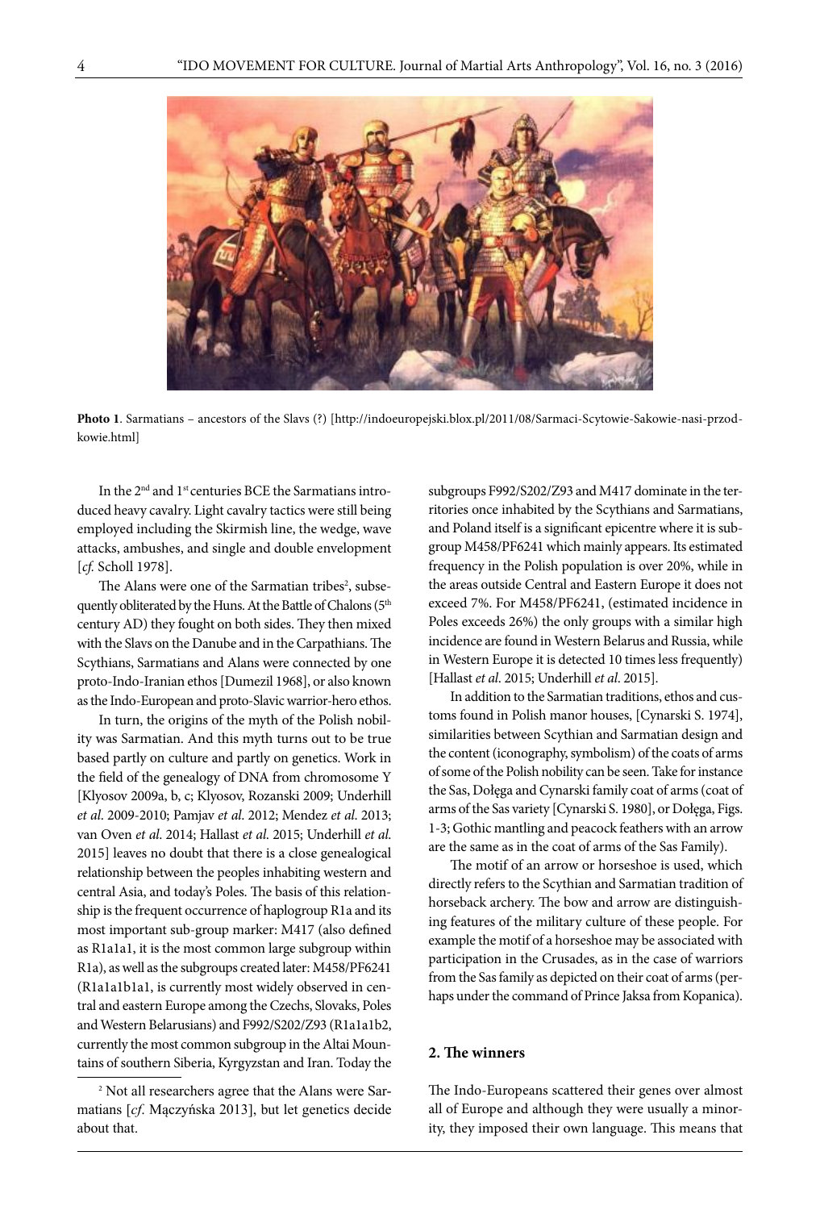**Photo 1**. Sarmatians – ancestors of the Slavs (?) [http://indoeuropejski.blox.pl/2011/08/Sarmaci-Scytowie-Sakowie-nasi-przodkowie.html]

In the 2nd and 1st centuries BCE the Sarmatians introduced heavy cavalry. Light cavalry tactics were still being employed including the Skirmish line, the wedge, wave attacks, ambushes, and single and double envelopment [*cf.* Scholl 1978].

The Alans were one of the Sarmatian tribes[2], subsequently obliterated by the Huns. At the Battle of Chalons (5th century AD) they fought on both sides. They then mixed with the Slavs on the Danube and in the Carpathians. The Scythians, Sarmatians and Alans were connected by one proto-Indo-Iranian ethos [Dumezil 1968], or also known as the Indo-European and proto-Slavic warrior-hero ethos.

In turn, the origins of the myth of the Polish nobility was Sarmatian. And this myth turns out to be true based partly on culture and partly on genetics. Work in the field of the genealogy of DNA from chromosome Y [Klyosov 2009a, b, c; Klyosov, Rozanski 2009; Underhill *et al*. 2009-2010; Pamjav *et al*. 2012; Mendez *et al*. 2013; van Oven *et al*. 2014; Hallast *et al*. 2015; Underhill *et al*. 2015] leaves no doubt that there is a close genealogical relationship between the peoples inhabiting western and central Asia, and today's Poles. The basis of this relationship is the frequent occurrence of haplogroup R1a and its most important sub-group marker: M417 (also defined as R1a1a1, it is the most common large subgroup within R1a), as well as the subgroups created later: M458/PF6241 (R1a1a1b1a1, is currently most widely observed in central and eastern Europe among the Czechs, Slovaks, Poles and Western Belarusians) and F992/S202/Z93 (R1a1a1b2, currently the most common subgroup in the Altai Mountains of southern Siberia, Kyrgyzstan and Iran. Today the subgroups F992/S202/Z93 and M417 dominate in the territories once inhabited by the Scythians and Sarmatians, and Poland itself is a significant epicentre where it is subgroup M458/PF6241 which mainly appears. Its estimated frequency in the Polish population is over 20%, while in the areas outside Central and Eastern Europe it does not exceed 7%. For M458/PF6241, (estimated incidence in Poles exceeds 26%) the only groups with a similar high incidence are found in Western Belarus and Russia, while in Western Europe it is detected 10 times less frequently) [Hallast *et al*. 2015; Underhill *et al*. 2015].

In addition to the Sarmatian traditions, ethos and customs found in Polish manor houses, [Cynarski S. 1974], similarities between Scythian and Sarmatian design and the content (iconography, symbolism) of the coats of arms of some of the Polish nobility can be seen. Take for instance the Sas, Dołęga and Cynarski family coat of arms (coat of arms of the Sas variety [Cynarski S. 1980], or Dołęga, Figs. 1-3; Gothic mantling and peacock feathers with an arrow are the same as in the coat of arms of the Sas Family).

The motif of an arrow or horseshoe is used, which directly refers to the Scythian and Sarmatian tradition of horseback archery. The bow and arrow are distinguishing features of the military culture of these people. For example the motif of a horseshoe may be associated with participation in the Crusades, as in the case of warriors from the Sas family as depicted on their coat of arms (perhaps under the command of Prince Jaksa from Kopanica).

## 2. The winners

The Indo-Europeans scattered their genes over almost all of Europe and although they were usually a minority, they imposed their own language. This means that

[2] Not all researchers agree that the Alans were Sarmatians [*cf*. Mączyńska 2013], but let genetics decide about that.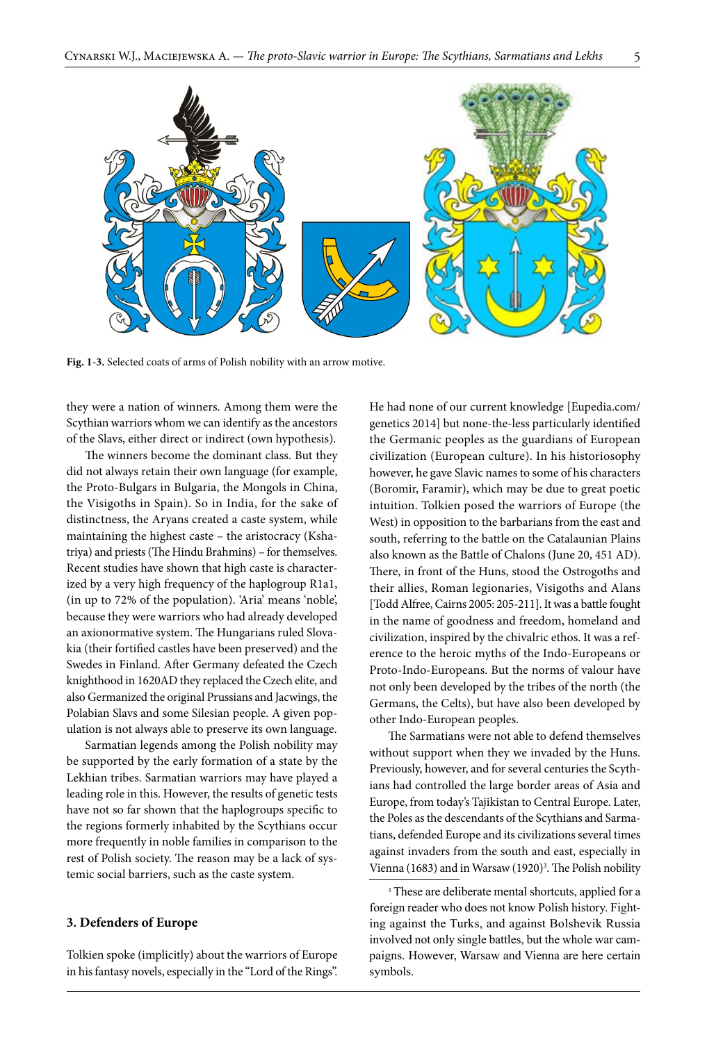**Fig. 1-3.** Selected coats of arms of Polish nobility with an arrow motive.

they were a nation of winners. Among them were the Scythian warriors whom we can identify as the ancestors of the Slavs, either direct or indirect (own hypothesis).

The winners become the dominant class. But they did not always retain their own language (for example, the Proto-Bulgars in Bulgaria, the Mongols in China, the Visigoths in Spain). So in India, for the sake of distinctness, the Aryans created a caste system, while maintaining the highest caste – the aristocracy (Kshatriya) and priests (The Hindu Brahmins) – for themselves. Recent studies have shown that high caste is characterized by a very high frequency of the haplogroup R1a1, (in up to 72% of the population). 'Aria' means 'noble', because they were warriors who had already developed an axionormative system. The Hungarians ruled Slovakia (their fortified castles have been preserved) and the Swedes in Finland. After Germany defeated the Czech knighthood in 1620AD they replaced the Czech elite, and also Germanized the original Prussians and Jacwings, the Polabian Slavs and some Silesian people. A given population is not always able to preserve its own language.

Sarmatian legends among the Polish nobility may be supported by the early formation of a state by the Lekhian tribes. Sarmatian warriors may have played a leading role in this. However, the results of genetic tests have not so far shown that the haplogroups specific to the regions formerly inhabited by the Scythians occur more frequently in noble families in comparison to the rest of Polish society. The reason may be a lack of systemic social barriers, such as the caste system.

### 3. Defenders of Europe

Tolkien spoke (implicitly) about the warriors of Europe in his fantasy novels, especially in the "Lord of the Rings". He had none of our current knowledge [Eupedia.com/genetics 2014] but none-the-less particularly identified the Germanic peoples as the guardians of European civilization (European culture). In his historiosophy however, he gave Slavic names to some of his characters (Boromir, Faramir), which may be due to great poetic intuition. Tolkien posed the warriors of Europe (the West) in opposition to the barbarians from the east and south, referring to the battle on the Catalaunian Plains also known as the Battle of Chalons (June 20, 451 AD). There, in front of the Huns, stood the Ostrogoths and their allies, Roman legionaries, Visigoths and Alans [Todd Alfree, Cairns 2005: 205-211]. It was a battle fought in the name of goodness and freedom, homeland and civilization, inspired by the chivalric ethos. It was a reference to the heroic myths of the Indo-Europeans or Proto-Indo-Europeans. But the norms of valour have not only been developed by the tribes of the north (the Germans, the Celts), but have also been developed by other Indo-European peoples.

The Sarmatians were not able to defend themselves without support when they we invaded by the Huns. Previously, however, and for several centuries the Scythians had controlled the large border areas of Asia and Europe, from today's Tajikistan to Central Europe. Later, the Poles as the descendants of the Scythians and Sarmatians, defended Europe and its civilizations several times against invaders from the south and east, especially in Vienna (1683) and in Warsaw (1920)[3]. The Polish nobility

[3] These are deliberate mental shortcuts, applied for a foreign reader who does not know Polish history. Fighting against the Turks, and against Bolshevik Russia involved not only single battles, but the whole war campaigns. However, Warsaw and Vienna are here certain symbols.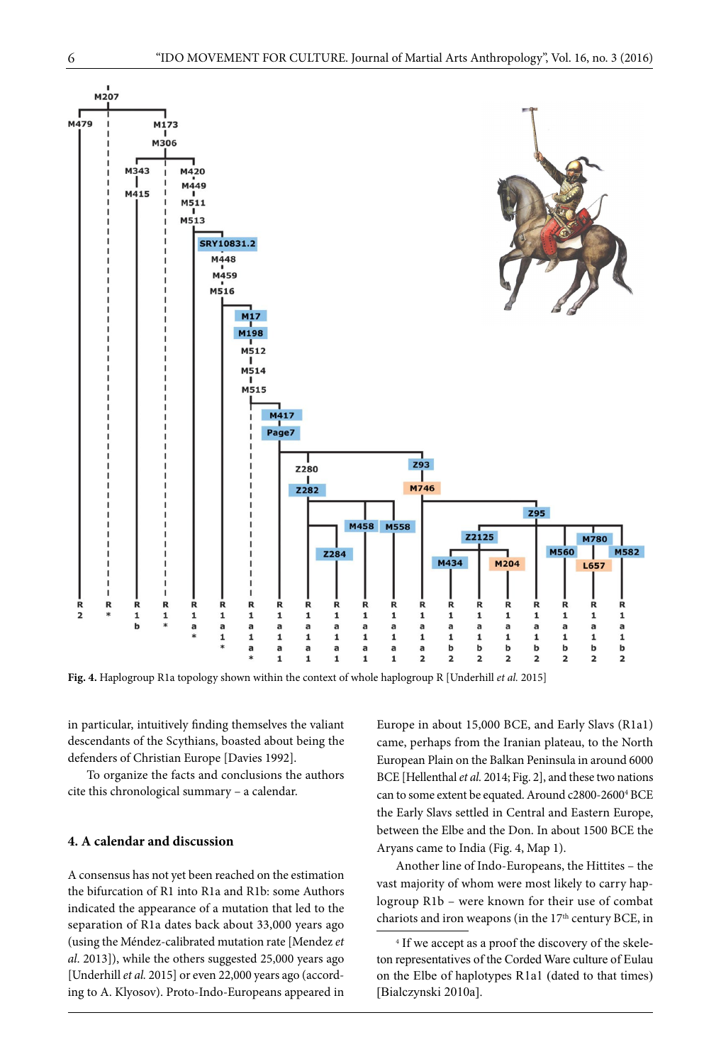Fig. 4. Haplogroup R1a topology shown within the context of whole haplogroup R [Underhill *et al.* 2015]

in particular, intuitively finding themselves the valiant descendants of the Scythians, boasted about being the defenders of Christian Europe [Davies 1992].

To organize the facts and conclusions the authors cite this chronological summary – a calendar.

## 4. A calendar and discussion

A consensus has not yet been reached on the estimation the bifurcation of R1 into R1a and R1b: some Authors indicated the appearance of a mutation that led to the separation of R1a dates back about 33,000 years ago (using the Méndez-calibrated mutation rate [Mendez *et al.* 2013]), while the others suggested 25,000 years ago [Underhill *et al.* 2015] or even 22,000 years ago (according to A. Klyosov). Proto-Indo-Europeans appeared in Europe in about 15,000 BCE, and Early Slavs (R1a1) came, perhaps from the Iranian plateau, to the North European Plain on the Balkan Peninsula in around 6000 BCE [Hellenthal *et al.* 2014; Fig. 2], and these two nations can to some extent be equated. Around c2800-2600[4] BCE the Early Slavs settled in Central and Eastern Europe, between the Elbe and the Don. In about 1500 BCE the Aryans came to India (Fig. 4, Map 1).

Another line of Indo-Europeans, the Hittites – the vast majority of whom were most likely to carry haplogroup R1b – were known for their use of combat chariots and iron weapons (in the 17th century BCE, in

[4] If we accept as a proof the discovery of the skeleton representatives of the Corded Ware culture of Eulau on the Elbe of haplotypes R1a1 (dated to that times) [Bialczynski 2010a].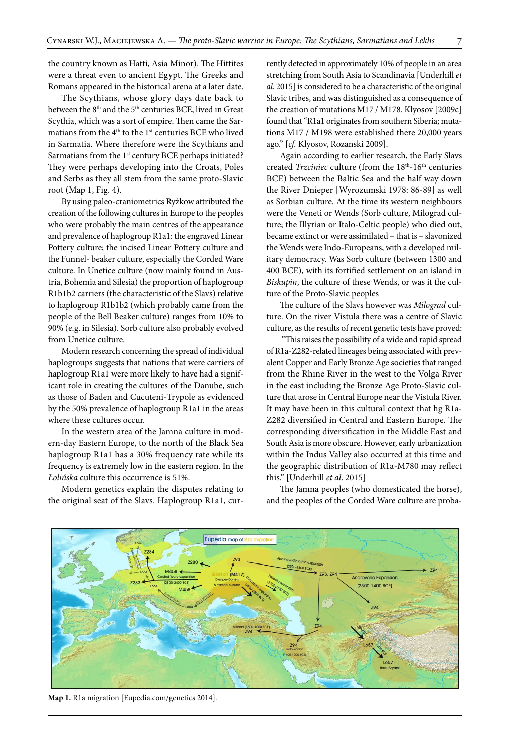the country known as Hatti, Asia Minor). The Hittites were a threat even to ancient Egypt. The Greeks and Romans appeared in the historical arena at a later date.

The Scythians, whose glory days date back to between the 8th and the 5th centuries BCE, lived in Great Scythia, which was a sort of empire. Then came the Sarmatians from the 4th to the 1st centuries BCE who lived in Sarmatia. Where therefore were the Scythians and Sarmatians from the 1st century BCE perhaps initiated? They were perhaps developing into the Croats, Poles and Serbs as they all stem from the same proto-Slavic root (Map 1, Fig. 4).

By using paleo-craniometrics Ryżkow attributed the creation of the following cultures in Europe to the peoples who were probably the main centres of the appearance and prevalence of haplogroup R1a1: the engraved Linear Pottery culture; the incised Linear Pottery culture and the Funnel- beaker culture, especially the Corded Ware culture. In Unetice culture (now mainly found in Austria, Bohemia and Silesia) the proportion of haplogroup R1b1b2 carriers (the characteristic of the Slavs) relative to haplogroup R1b1b2 (which probably came from the people of the Bell Beaker culture) ranges from 10% to 90% (e.g. in Silesia). Sorb culture also probably evolved from Unetice culture.

Modern research concerning the spread of individual haplogroups suggests that nations that were carriers of haplogroup R1a1 were more likely to have had a significant role in creating the cultures of the Danube, such as those of Baden and Cucuteni-Trypole as evidenced by the 50% prevalence of haplogroup R1a1 in the areas where these cultures occur.

In the western area of the Jamna culture in modern-day Eastern Europe, to the north of the Black Sea haplogroup R1a1 has a 30% frequency rate while its frequency is extremely low in the eastern region. In the *Łolińska* culture this occurrence is 51%.

Modern genetics explain the disputes relating to the original seat of the Slavs. Haplogroup R1a1, currently detected in approximately 10% of people in an area stretching from South Asia to Scandinavia [Underhill *et al.* 2015] is considered to be a characteristic of the original Slavic tribes, and was distinguished as a consequence of the creation of mutations M17 / M178. Klyosov [2009c] found that "R1a1 originates from southern Siberia; mutations M17 / M198 were established there 20,000 years ago." [*cf.* Klyosov, Rozanski 2009].

Again according to earlier research, the Early Slavs created *Trzciniec* culture (from the 18th-16th centuries BCE) between the Baltic Sea and the half way down the River Dnieper [Wyrozumski 1978: 86-89] as well as Sorbian culture. At the time its western neighbours were the Veneti or Wends (Sorb culture, Milograd culture; the Illyrian or Italo-Celtic people) who died out, became extinct or were assimilated – that is – slavonized the Wends were Indo-Europeans, with a developed military democracy. Was Sorb culture (between 1300 and 400 BCE), with its fortified settlement on an island in *Biskupin*, the culture of these Wends, or was it the culture of the Proto-Slavic peoples

The culture of the Slavs however was *Milograd* culture. On the river Vistula there was a centre of Slavic culture, as the results of recent genetic tests have proved:

"This raises the possibility of a wide and rapid spread of R1a-Z282-related lineages being associated with prevalent Copper and Early Bronze Age societies that ranged from the Rhine River in the west to the Volga River in the east including the Bronze Age Proto-Slavic culture that arose in Central Europe near the Vistula River. It may have been in this cultural context that hg R1a-Z282 diversified in Central and Eastern Europe. The corresponding diversification in the Middle East and South Asia is more obscure. However, early urbanization within the Indus Valley also occurred at this time and the geographic distribution of R1a-M780 may reflect this." [Underhill *et al*. 2015]

The Jamna peoples (who domesticated the horse), and the peoples of the Corded Ware culture are proba-

**Map 1.** R1a migration [Eupedia.com/genetics 2014].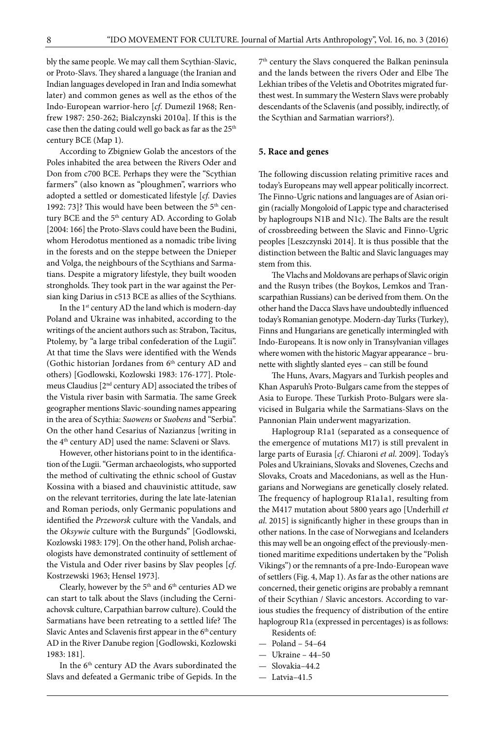bly the same people. We may call them Scythian-Slavic, or Proto-Slavs. They shared a language (the Iranian and Indian languages developed in Iran and India somewhat later) and common genes as well as the ethos of the Indo-European warrior-hero [*cf*. Dumezil 1968; Renfrew 1987: 250-262; Bialczynski 2010a]. If this is the case then the dating could well go back as far as the 25th century BCE (Map 1).

According to Zbigniew Golab the ancestors of the Poles inhabited the area between the Rivers Oder and Don from c700 BCE. Perhaps they were the "Scythian farmers" (also known as "ploughmen", warriors who adopted a settled or domesticated lifestyle [*cf.* Davies 1992: 73]? This would have been between the 5th century BCE and the 5th century AD. According to Golab [2004: 166] the Proto-Slavs could have been the Budini, whom Herodotus mentioned as a nomadic tribe living in the forests and on the steppe between the Dnieper and Volga, the neighbours of the Scythians and Sarmatians. Despite a migratory lifestyle, they built wooden strongholds. They took part in the war against the Persian king Darius in c513 BCE as allies of the Scythians.

In the 1st century AD the land which is modern-day Poland and Ukraine was inhabited, according to the writings of the ancient authors such as: Strabon, Tacitus, Ptolemy, by "a large tribal confederation of the Lugii". At that time the Slavs were identified with the Wends (Gothic historian Jordanes from 6th century AD and others) [Godlowski, Kozlowski 1983: 176-177]. Ptolemeus Claudius [2nd century AD] associated the tribes of the Vistula river basin with Sarmatia. The same Greek geographer mentions Slavic-sounding names appearing in the area of Scythia: *Suowens* or *Suobens* and "Serbia". On the other hand Cesarius of Nazianzus [writing in the 4th century AD] used the name: Sclaveni or Slavs.

However, other historians point to in the identification of the Lugii. "German archaeologists, who supported the method of cultivating the ethnic school of Gustav Kossina with a biased and chauvinistic attitude, saw on the relevant territories, during the late late-latenian and Roman periods, only Germanic populations and identified the *Przeworsk* culture with the Vandals, and the *Oksywie* culture with the Burgunds" [Godlowski, Kozlowski 1983: 179]. On the other hand, Polish archaeologists have demonstrated continuity of settlement of the Vistula and Oder river basins by Slav peoples [*cf*. Kostrzewski 1963; Hensel 1973].

Clearly, however by the 5th and 6th centuries AD we can start to talk about the Slavs (including the Cerniachovsk culture, Carpathian barrow culture). Could the Sarmatians have been retreating to a settled life? The Slavic Antes and Sclavenis first appear in the 6th century AD in the River Danube region [Godlowski, Kozlowski 1983: 181].

In the 6th century AD the Avars subordinated the Slavs and defeated a Germanic tribe of Gepids. In the 7th century the Slavs conquered the Balkan peninsula and the lands between the rivers Oder and Elbe The Lekhian tribes of the Veletis and Obotrites migrated furthest west. In summary the Western Slavs were probably descendants of the Sclavenis (and possibly, indirectly, of the Scythian and Sarmatian warriors?).

## 5. Race and genes

The following discussion relating primitive races and today's Europeans may well appear politically incorrect. The Finno-Ugric nations and languages are of Asian origin (racially Mongoloid of Lappic type and characterised by haplogroups N1B and N1c). The Balts are the result of crossbreeding between the Slavic and Finno-Ugric peoples [Leszczynski 2014]. It is thus possible that the distinction between the Baltic and Slavic languages may stem from this.

The Vlachs and Moldovans are perhaps of Slavic origin and the Rusyn tribes (the Boykos, Lemkos and Transcarpathian Russians) can be derived from them. On the other hand the Dacca Slavs have undoubtedly influenced today's Romanian genotype. Modern-day Turks (Turkey), Finns and Hungarians are genetically intermingled with Indo-Europeans. It is now only in Transylvanian villages where women with the historic Magyar appearance – brunette with slightly slanted eyes – can still be found

The Huns, Avars, Magyars and Turkish peoples and Khan Asparuh's Proto-Bulgars came from the steppes of Asia to Europe. These Turkish Proto-Bulgars were slavicised in Bulgaria while the Sarmatians-Slavs on the Pannonian Plain underwent magyarization.

Haplogroup R1a1 (separated as a consequence of the emergence of mutations M17) is still prevalent in large parts of Eurasia [*cf*. Chiaroni *et al*. 2009]. Today's Poles and Ukrainians, Slovaks and Slovenes, Czechs and Slovaks, Croats and Macedonians, as well as the Hungarians and Norwegians are genetically closely related. The frequency of haplogroup R1a1a1, resulting from the M417 mutation about 5800 years ago [Underhill *et al*. 2015] is significantly higher in these groups than in other nations. In the case of Norwegians and Icelanders this may well be an ongoing effect of the previously-mentioned maritime expeditions undertaken by the "Polish Vikings") or the remnants of a pre-Indo-European wave of settlers (Fig. 4, Map 1). As far as the other nations are concerned, their genetic origins are probably a remnant of their Scythian / Slavic ancestors. According to various studies the frequency of distribution of the entire haplogroup R1a (expressed in percentages) is as follows:

Residents of:

- Poland – 54–64
- Ukraine – 44–50
- Slovakia–44.2
- Latvia–41.5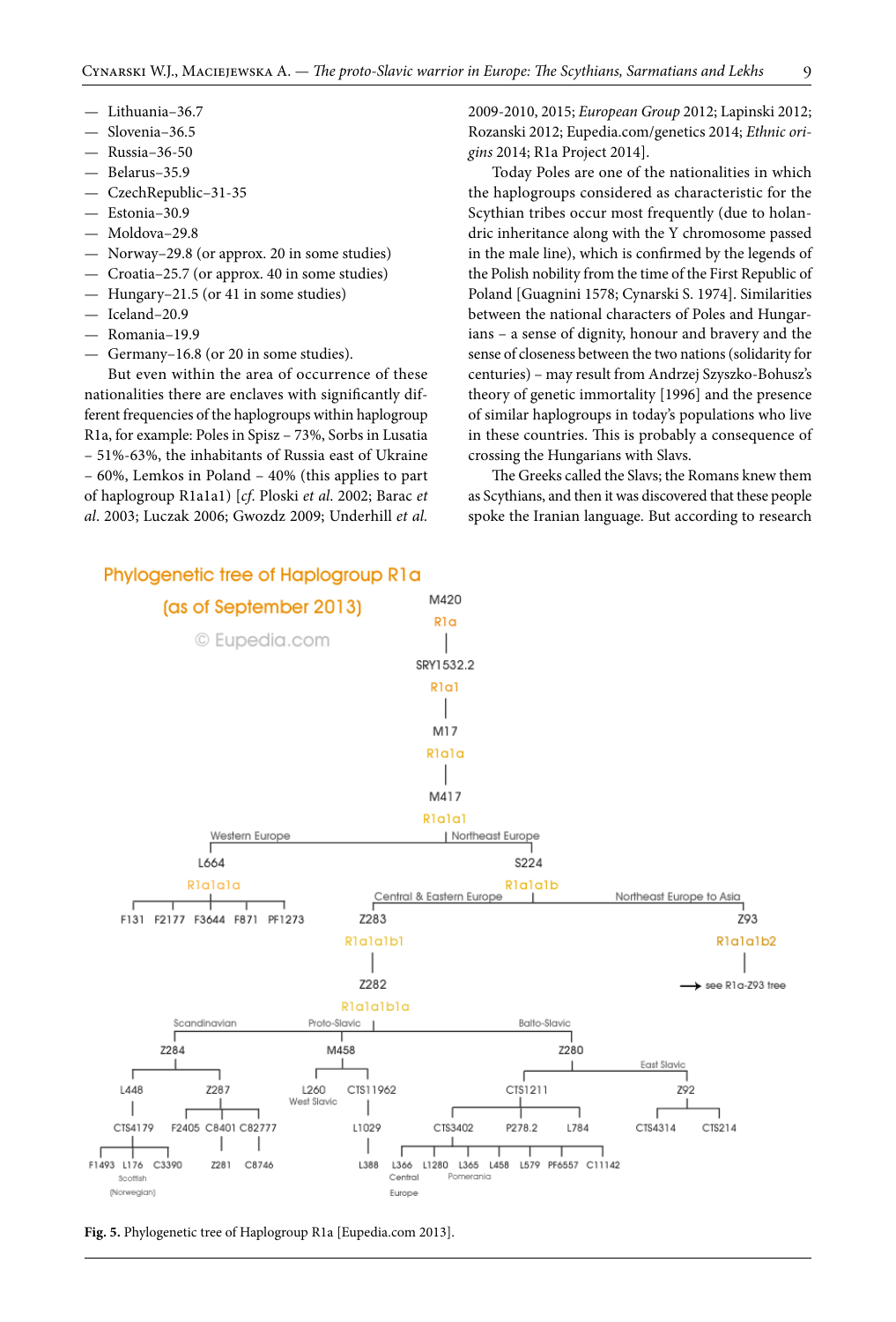— Lithuania–36.7
— Slovenia–36.5
— Russia–36-50
— Belarus–35.9
— CzechRepublic–31-35
— Estonia–30.9
— Moldova–29.8
— Norway–29.8 (or approx. 20 in some studies)
— Croatia–25.7 (or approx. 40 in some studies)
— Hungary–21.5 (or 41 in some studies)
— Iceland–20.9
— Romania–19.9
— Germany–16.8 (or 20 in some studies).

But even within the area of occurrence of these nationalities there are enclaves with significantly different frequencies of the haplogroups within haplogroup R1a, for example: Poles in Spisz – 73%, Sorbs in Lusatia – 51%-63%, the inhabitants of Russia east of Ukraine – 60%, Lemkos in Poland – 40% (this applies to part of haplogroup R1a1a1) [*cf.* Ploski *et al.* 2002; Barac *et al.* 2003; Luczak 2006; Gwozdz 2009; Underhill *et al.* 2009-2010, 2015; *European Group* 2012; Lapinski 2012; Rozanski 2012; Eupedia.com/genetics 2014; *Ethnic origins* 2014; R1a Project 2014].

Today Poles are one of the nationalities in which the haplogroups considered as characteristic for the Scythian tribes occur most frequently (due to holandric inheritance along with the Y chromosome passed in the male line), which is confirmed by the legends of the Polish nobility from the time of the First Republic of Poland [Guagnini 1578; Cynarski S. 1974]. Similarities between the national characters of Poles and Hungarians – a sense of dignity, honour and bravery and the sense of closeness between the two nations (solidarity for centuries) – may result from Andrzej Szyszko-Bohusz's theory of genetic immortality [1996] and the presence of similar haplogroups in today's populations who live in these countries. This is probably a consequence of crossing the Hungarians with Slavs.

The Greeks called the Slavs; the Romans knew them as Scythians, and then it was discovered that these people spoke the Iranian language. But according to research

**Fig. 5.** Phylogenetic tree of Haplogroup R1a [Eupedia.com 2013].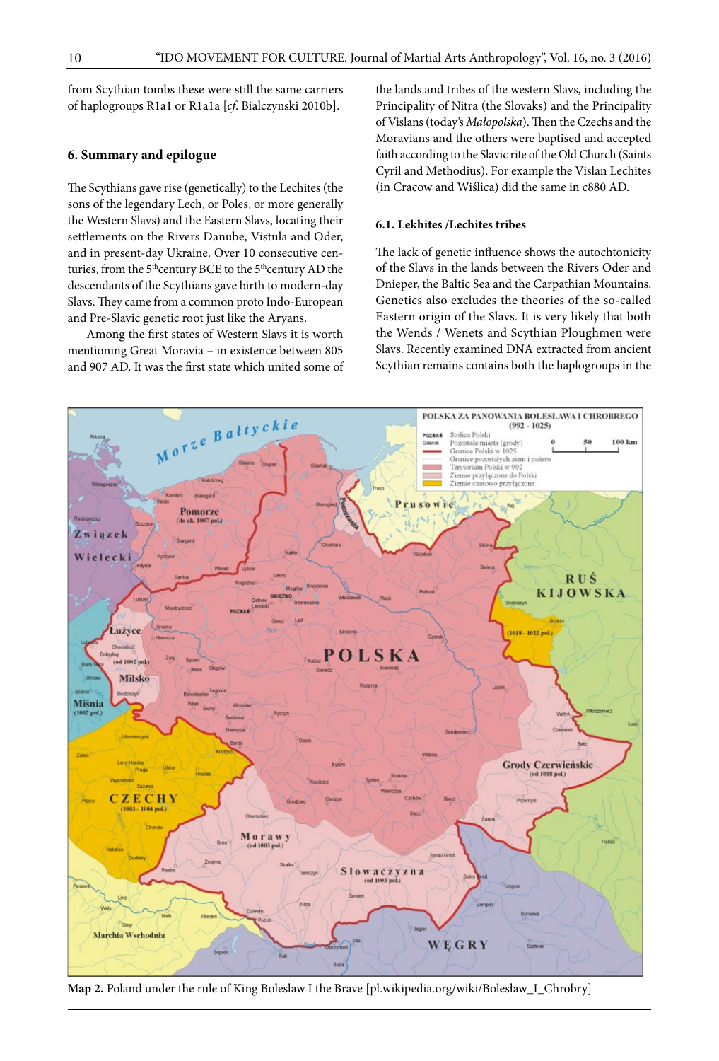from Scythian tombs these were still the same carriers of haplogroups R1a1 or R1a1a [*cf.* Bialczynski 2010b].

## 6. Summary and epilogue

The Scythians gave rise (genetically) to the Lechites (the sons of the legendary Lech, or Poles, or more generally the Western Slavs) and the Eastern Slavs, locating their settlements on the Rivers Danube, Vistula and Oder, and in present-day Ukraine. Over 10 consecutive centuries, from the 5th century BCE to the 5th century AD the descendants of the Scythians gave birth to modern-day Slavs. They came from a common proto Indo-European and Pre-Slavic genetic root just like the Aryans.

Among the first states of Western Slavs it is worth mentioning Great Moravia – in existence between 805 and 907 AD. It was the first state which united some of the lands and tribes of the western Slavs, including the Principality of Nitra (the Slovaks) and the Principality of Vislans (today's *Małopolska*). Then the Czechs and the Moravians and the others were baptised and accepted faith according to the Slavic rite of the Old Church (Saints Cyril and Methodius). For example the Vislan Lechites (in Cracow and Wiślica) did the same in c880 AD.

### 6.1. Lekhites /Lechites tribes

The lack of genetic influence shows the autochtonicity of the Slavs in the lands between the Rivers Oder and Dnieper, the Baltic Sea and the Carpathian Mountains. Genetics also excludes the theories of the so-called Eastern origin of the Slavs. It is very likely that both the Wends / Wenets and Scythian Ploughmen were Slavs. Recently examined DNA extracted from ancient Scythian remains contains both the haplogroups in the

**Map 2.** Poland under the rule of King Boleslaw I the Brave [pl.wikipedia.org/wiki/Bolesław_I_Chrobry]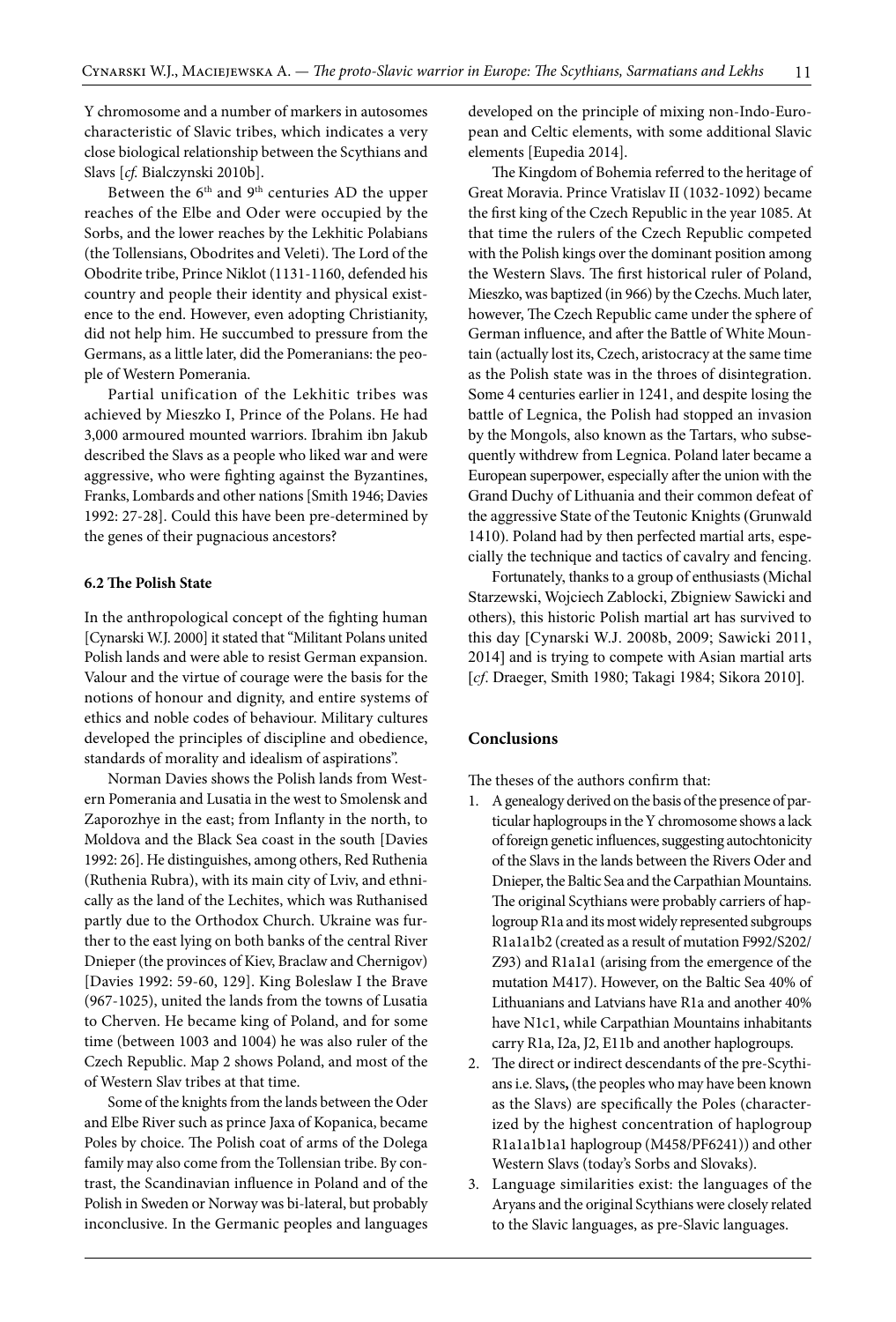Y chromosome and a number of markers in autosomes characteristic of Slavic tribes, which indicates a very close biological relationship between the Scythians and Slavs [*cf.* Bialczynski 2010b].

Between the 6th and 9th centuries AD the upper reaches of the Elbe and Oder were occupied by the Sorbs, and the lower reaches by the Lekhitic Polabians (the Tollensians, Obodrites and Veleti). The Lord of the Obodrite tribe, Prince Niklot (1131-1160, defended his country and people their identity and physical existence to the end. However, even adopting Christianity, did not help him. He succumbed to pressure from the Germans, as a little later, did the Pomeranians: the people of Western Pomerania.

Partial unification of the Lekhitic tribes was achieved by Mieszko I, Prince of the Polans. He had 3,000 armoured mounted warriors. Ibrahim ibn Jakub described the Slavs as a people who liked war and were aggressive, who were fighting against the Byzantines, Franks, Lombards and other nations [Smith 1946; Davies 1992: 27-28]. Could this have been pre-determined by the genes of their pugnacious ancestors?

### 6.2 The Polish State

In the anthropological concept of the fighting human [Cynarski W.J. 2000] it stated that "Militant Polans united Polish lands and were able to resist German expansion. Valour and the virtue of courage were the basis for the notions of honour and dignity, and entire systems of ethics and noble codes of behaviour. Military cultures developed the principles of discipline and obedience, standards of morality and idealism of aspirations".

Norman Davies shows the Polish lands from Western Pomerania and Lusatia in the west to Smolensk and Zaporozhye in the east; from Inflanty in the north, to Moldova and the Black Sea coast in the south [Davies 1992: 26]. He distinguishes, among others, Red Ruthenia (Ruthenia Rubra), with its main city of Lviv, and ethnically as the land of the Lechites, which was Ruthanised partly due to the Orthodox Church. Ukraine was further to the east lying on both banks of the central River Dnieper (the provinces of Kiev, Braclaw and Chernigov) [Davies 1992: 59-60, 129]. King Boleslaw I the Brave (967-1025), united the lands from the towns of Lusatia to Cherven. He became king of Poland, and for some time (between 1003 and 1004) he was also ruler of the Czech Republic. Map 2 shows Poland, and most of the of Western Slav tribes at that time.

Some of the knights from the lands between the Oder and Elbe River such as prince Jaxa of Kopanica, became Poles by choice. The Polish coat of arms of the Dolega family may also come from the Tollensian tribe. By contrast, the Scandinavian influence in Poland and of the Polish in Sweden or Norway was bi-lateral, but probably inconclusive. In the Germanic peoples and languages developed on the principle of mixing non-Indo-European and Celtic elements, with some additional Slavic elements [Eupedia 2014].

The Kingdom of Bohemia referred to the heritage of Great Moravia. Prince Vratislav II (1032-1092) became the first king of the Czech Republic in the year 1085. At that time the rulers of the Czech Republic competed with the Polish kings over the dominant position among the Western Slavs. The first historical ruler of Poland, Mieszko, was baptized (in 966) by the Czechs. Much later, however, The Czech Republic came under the sphere of German influence, and after the Battle of White Mountain (actually lost its, Czech, aristocracy at the same time as the Polish state was in the throes of disintegration. Some 4 centuries earlier in 1241, and despite losing the battle of Legnica, the Polish had stopped an invasion by the Mongols, also known as the Tartars, who subsequently withdrew from Legnica. Poland later became a European superpower, especially after the union with the Grand Duchy of Lithuania and their common defeat of the aggressive State of the Teutonic Knights (Grunwald 1410). Poland had by then perfected martial arts, especially the technique and tactics of cavalry and fencing.

Fortunately, thanks to a group of enthusiasts (Michal Starzewski, Wojciech Zablocki, Zbigniew Sawicki and others), this historic Polish martial art has survived to this day [Cynarski W.J. 2008b, 2009; Sawicki 2011, 2014] and is trying to compete with Asian martial arts [*cf*. Draeger, Smith 1980; Takagi 1984; Sikora 2010].

## Conclusions

The theses of the authors confirm that:

1. A genealogy derived on the basis of the presence of particular haplogroups in the Y chromosome shows a lack of foreign genetic influences, suggesting autochtonicity of the Slavs in the lands between the Rivers Oder and Dnieper, the Baltic Sea and the Carpathian Mountains. The original Scythians were probably carriers of haplogroup R1a and its most widely represented subgroups R1a1a1b2 (created as a result of mutation F992/S202/Z93) and R1a1a1 (arising from the emergence of the mutation M417). However, on the Baltic Sea 40% of Lithuanians and Latvians have R1a and another 40% have N1c1, while Carpathian Mountains inhabitants carry R1a, I2a, J2, E11b and another haplogroups.
2. The direct or indirect descendants of the pre-Scythians i.e. Slavs**,** (the peoples who may have been known as the Slavs) are specifically the Poles (characterized by the highest concentration of haplogroup R1a1a1b1a1 haplogroup (M458/PF6241)) and other Western Slavs (today's Sorbs and Slovaks).
3. Language similarities exist: the languages of the Aryans and the original Scythians were closely related to the Slavic languages, as pre-Slavic languages.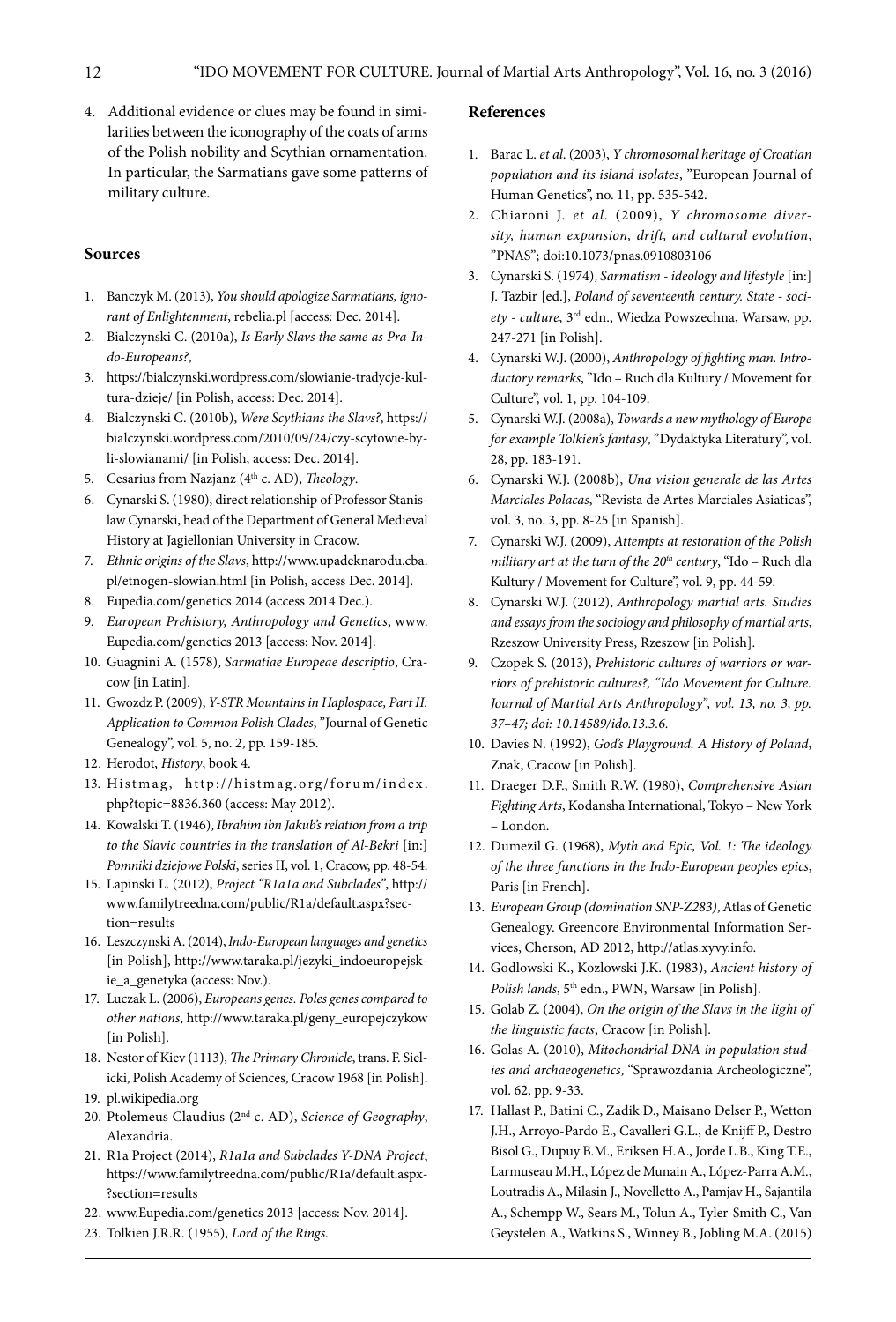4. Additional evidence or clues may be found in similarities between the iconography of the coats of arms of the Polish nobility and Scythian ornamentation. In particular, the Sarmatians gave some patterns of military culture.

## Sources

1. Banczyk M. (2013), *You should apologize Sarmatians, ignorant of Enlightenment*, rebelia.pl [access: Dec. 2014].
2. Bialczynski C. (2010a), *Is Early Slavs the same as Pra-Indo-Europeans?*,
3. https://bialczynski.wordpress.com/slowianie-tradycje-kultura-dzieje/ [in Polish, access: Dec. 2014].
4. Bialczynski C. (2010b), *Were Scythians the Slavs?*, https://bialczynski.wordpress.com/2010/09/24/czy-scytowie-byli-slowianami/ [in Polish, access: Dec. 2014].
5. Cesarius from Nazjanz (4th c. AD), *Theology*.
6. Cynarski S. (1980), direct relationship of Professor Stanislaw Cynarski, head of the Department of General Medieval History at Jagiellonian University in Cracow.
7. *Ethnic origins of the Slavs*, http://www.upadeknarodu.cba.pl/etnogen-slowian.html [in Polish, access Dec. 2014].
8. Eupedia.com/genetics 2014 (access 2014 Dec.).
9. *European Prehistory, Anthropology and Genetics*, www.Eupedia.com/genetics 2013 [access: Nov. 2014].
10. Guagnini A. (1578), *Sarmatiae Europeae descriptio*, Cracow [in Latin].
11. Gwozdz P. (2009), *Y-STR Mountains in Haplospace, Part II: Application to Common Polish Clades*, "Journal of Genetic Genealogy", vol. 5, no. 2, pp. 159-185.
12. Herodot, *History*, book 4.
13. Histmag, http://histmag.org/forum/index.php?topic=8836.360 (access: May 2012).
14. Kowalski T. (1946), *Ibrahim ibn Jakub's relation from a trip to the Slavic countries in the translation of Al-Bekri* [in:] *Pomniki dziejowe Polski*, series II, vol. 1, Cracow, pp. 48-54.
15. Lapinski L. (2012), *Project "R1a1a and Subclades"*, http://www.familytreedna.com/public/R1a/default.aspx?section=results
16. Leszczynski A. (2014), *Indo-European languages and genetics* [in Polish], http://www.taraka.pl/jezyki_indoeuropejskie_a_genetyka (access: Nov.).
17. Luczak L. (2006), *Europeans genes. Poles genes compared to other nations*, http://www.taraka.pl/geny_europejczykow [in Polish].
18. Nestor of Kiev (1113), *The Primary Chronicle*, trans. F. Sielicki, Polish Academy of Sciences, Cracow 1968 [in Polish].
19. pl.wikipedia.org
20. Ptolemeus Claudius (2nd c. AD), *Science of Geography*, Alexandria.
21. R1a Project (2014), *R1a1a and Subclades Y-DNA Project*, https://www.familytreedna.com/public/R1a/default.aspx?section=results
22. www.Eupedia.com/genetics 2013 [access: Nov. 2014].
23. Tolkien J.R.R. (1955), *Lord of the Rings*.

## References

1. Barac L. *et al*. (2003), *Y chromosomal heritage of Croatian population and its island isolates*, "European Journal of Human Genetics", no. 11, pp. 535-542.
2. Chiaroni J. *et al*. (2009), *Y chromosome diversity, human expansion, drift, and cultural evolution*, "PNAS"; doi:10.1073/pnas.0910803106
3. Cynarski S. (1974), *Sarmatism - ideology and lifestyle* [in:] J. Tazbir [ed.], *Poland of seventeenth century. State - society - culture*, 3rd edn., Wiedza Powszechna, Warsaw, pp. 247-271 [in Polish].
4. Cynarski W.J. (2000), *Anthropology of fighting man. Introductory remarks*, "Ido – Ruch dla Kultury / Movement for Culture", vol. 1, pp. 104-109.
5. Cynarski W.J. (2008a), *Towards a new mythology of Europe for example Tolkien's fantasy*, "Dydaktyka Literatury", vol. 28, pp. 183-191.
6. Cynarski W.J. (2008b), *Una vision generale de las Artes Marciales Polacas*, "Revista de Artes Marciales Asiaticas", vol. 3, no. 3, pp. 8-25 [in Spanish].
7. Cynarski W.J. (2009), *Attempts at restoration of the Polish military art at the turn of the 20th century*, "Ido – Ruch dla Kultury / Movement for Culture", vol. 9, pp. 44-59.
8. Cynarski W.J. (2012), *Anthropology martial arts. Studies and essays from the sociology and philosophy of martial arts*, Rzeszow University Press, Rzeszow [in Polish].
9. Czopek S. (2013), *Prehistoric cultures of warriors or warriors of prehistoric cultures?, "Ido Movement for Culture. Journal of Martial Arts Anthropology", vol. 13, no. 3, pp. 37–47; doi: 10.14589/ido.13.3.6.*
10. Davies N. (1992), *God's Playground. A History of Poland*, Znak, Cracow [in Polish].
11. Draeger D.F., Smith R.W. (1980), *Comprehensive Asian Fighting Arts*, Kodansha International, Tokyo – New York – London.
12. Dumezil G. (1968), *Myth and Epic, Vol. 1: The ideology of the three functions in the Indo-European peoples epics*, Paris [in French].
13. *European Group (domination SNP-Z283)*, Atlas of Genetic Genealogy. Greencore Environmental Information Services, Cherson, AD 2012, http://atlas.xyvy.info.
14. Godlowski K., Kozlowski J.K. (1983), *Ancient history of Polish lands*, 5th edn., PWN, Warsaw [in Polish].
15. Golab Z. (2004), *On the origin of the Slavs in the light of the linguistic facts*, Cracow [in Polish].
16. Golas A. (2010), *Mitochondrial DNA in population studies and archaeogenetics*, "Sprawozdania Archeologiczne", vol. 62, pp. 9-33.
17. Hallast P., Batini C., Zadik D., Maisano Delser P., Wetton J.H., Arroyo-Pardo E., Cavalleri G.L., de Knijff P., Destro Bisol G., Dupuy B.M., Eriksen H.A., Jorde L.B., King T.E., Larmuseau M.H., López de Munain A., López-Parra A.M., Loutradis A., Milasin J., Novelletto A., Pamjav H., Sajantila A., Schempp W., Sears M., Tolun A., Tyler-Smith C., Van Geystelen A., Watkins S., Winney B., Jobling M.A. (2015)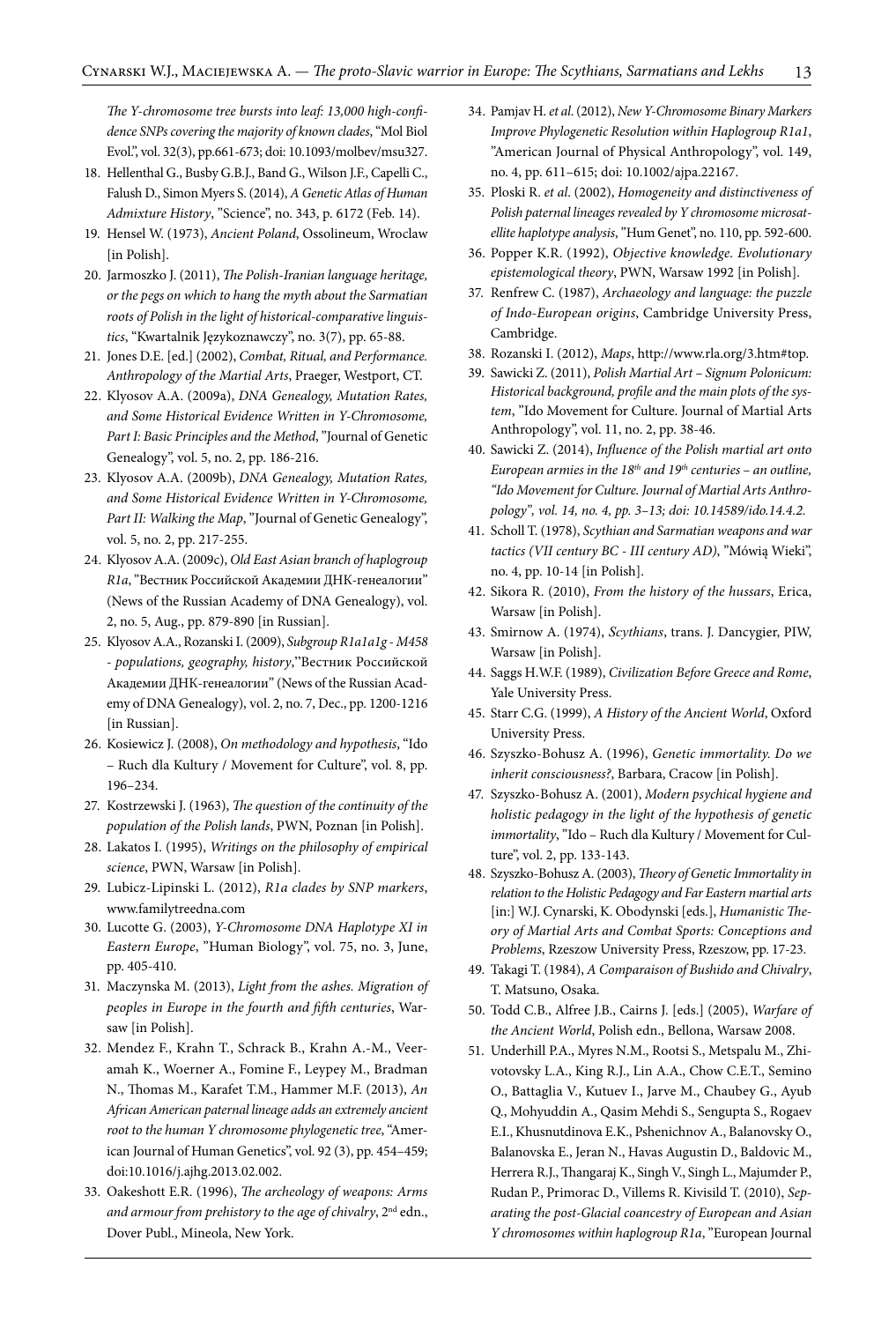*The Y-chromosome tree bursts into leaf: 13,000 high-confidence SNPs covering the majority of known clades*, "Mol Biol Evol.", vol. 32(3), pp.661-673; doi: 10.1093/molbev/msu327.

18. Hellenthal G., Busby G.B.J., Band G., Wilson J.F., Capelli C., Falush D., Simon Myers S. (2014), *A Genetic Atlas of Human Admixture History*, "Science", no. 343, p. 6172 (Feb. 14).
19. Hensel W. (1973), *Ancient Poland*, Ossolineum, Wroclaw [in Polish].
20. Jarmoszko J. (2011), *The Polish-Iranian language heritage, or the pegs on which to hang the myth about the Sarmatian roots of Polish in the light of historical-comparative linguistics*, "Kwartalnik Językoznawczy", no. 3(7), pp. 65-88.
21. Jones D.E. [ed.] (2002), *Combat, Ritual, and Performance. Anthropology of the Martial Arts*, Praeger, Westport, CT.
22. Klyosov A.A. (2009a), *DNA Genealogy, Mutation Rates, and Some Historical Evidence Written in Y-Chromosome, Part I: Basic Principles and the Method*, "Journal of Genetic Genealogy", vol. 5, no. 2, pp. 186-216.
23. Klyosov A.A. (2009b), *DNA Genealogy, Mutation Rates, and Some Historical Evidence Written in Y-Chromosome, Part II: Walking the Map*, "Journal of Genetic Genealogy", vol. 5, no. 2, pp. 217-255.
24. Klyosov A.A. (2009c), *Old East Asian branch of haplogroup R1a*, "Вестник Российской Академии ДНК-генеалогии" (News of the Russian Academy of DNA Genealogy), vol. 2, no. 5, Aug., pp. 879-890 [in Russian].
25. Klyosov A.A., Rozanski I. (2009), *Subgroup R1a1a1g - M458 - populations, geography, history*,"Вестник Российской Академии ДНК-генеалогии" (News of the Russian Academy of DNA Genealogy), vol. 2, no. 7, Dec., pp. 1200-1216 [in Russian].
26. Kosiewicz J. (2008), *On methodology and hypothesis*, "Ido – Ruch dla Kultury / Movement for Culture", vol. 8, pp. 196–234.
27. Kostrzewski J. (1963), *The question of the continuity of the population of the Polish lands*, PWN, Poznan [in Polish].
28. Lakatos I. (1995), *Writings on the philosophy of empirical science*, PWN, Warsaw [in Polish].
29. Lubicz-Lipinski L. (2012), *R1a clades by SNP markers*, www.familytreedna.com
30. Lucotte G. (2003), *Y-Chromosome DNA Haplotype XI in Eastern Europe*, "Human Biology", vol. 75, no. 3, June, pp. 405-410.
31. Maczynska M. (2013), *Light from the ashes. Migration of peoples in Europe in the fourth and fifth centuries*, Warsaw [in Polish].
32. Mendez F., Krahn T., Schrack B., Krahn A.-M., Veeramah K., Woerner A., Fomine F., Leypey M., Bradman N., Thomas M., Karafet T.M., Hammer M.F. (2013), *An African American paternal lineage adds an extremely ancient root to the human Y chromosome phylogenetic tree*, "American Journal of Human Genetics", vol. 92 (3), pp. 454–459; doi:10.1016/j.ajhg.2013.02.002.
33. Oakeshott E.R. (1996), *The archeology of weapons: Arms and armour from prehistory to the age of chivalry*, 2nd edn., Dover Publ., Mineola, New York.
34. Pamjav H. *et al.* (2012), *New Y-Chromosome Binary Markers Improve Phylogenetic Resolution within Haplogroup R1a1*, "American Journal of Physical Anthropology", vol. 149, no. 4, pp. 611–615; doi: 10.1002/ajpa.22167.
35. Ploski R. *et al.* (2002), *Homogeneity and distinctiveness of Polish paternal lineages revealed by Y chromosome microsatellite haplotype analysis*, "Hum Genet", no. 110, pp. 592-600.
36. Popper K.R. (1992), *Objective knowledge. Evolutionary epistemological theory*, PWN, Warsaw 1992 [in Polish].
37. Renfrew C. (1987), *Archaeology and language: the puzzle of Indo-European origins*, Cambridge University Press, Cambridge.
38. Rozanski I. (2012), *Maps*, http://www.rla.org/3.htm#top.
39. Sawicki Z. (2011), *Polish Martial Art – Signum Polonicum: Historical background, profile and the main plots of the system*, "Ido Movement for Culture. Journal of Martial Arts Anthropology", vol. 11, no. 2, pp. 38-46.
40. Sawicki Z. (2014), *Influence of the Polish martial art onto European armies in the 18th and 19th centuries – an outline, "Ido Movement for Culture. Journal of Martial Arts Anthropology", vol. 14, no. 4, pp. 3–13; doi: 10.14589/ido.14.4.2.*
41. Scholl T. (1978), *Scythian and Sarmatian weapons and war tactics (VII century BC - III century AD)*, "Mówią Wieki", no. 4, pp. 10-14 [in Polish].
42. Sikora R. (2010), *From the history of the hussars*, Erica, Warsaw [in Polish].
43. Smirnow A. (1974), *Scythians*, trans. J. Dancygier, PIW, Warsaw [in Polish].
44. Saggs H.W.F. (1989), *Civilization Before Greece and Rome*, Yale University Press.
45. Starr C.G. (1999), *A History of the Ancient World*, Oxford University Press.
46. Szyszko-Bohusz A. (1996), *Genetic immortality. Do we inherit consciousness?*, Barbara, Cracow [in Polish].
47. Szyszko-Bohusz A. (2001), *Modern psychical hygiene and holistic pedagogy in the light of the hypothesis of genetic immortality*, "Ido – Ruch dla Kultury / Movement for Culture", vol. 2, pp. 133-143.
48. Szyszko-Bohusz A. (2003), *Theory of Genetic Immortality in relation to the Holistic Pedagogy and Far Eastern martial arts* [in:] W.J. Cynarski, K. Obodynski [eds.], *Humanistic Theory of Martial Arts and Combat Sports: Conceptions and Problems*, Rzeszow University Press, Rzeszow, pp. 17-23.
49. Takagi T. (1984), *A Comparaison of Bushido and Chivalry*, T. Matsuno, Osaka.
50. Todd C.B., Alfree J.B., Cairns J. [eds.] (2005), *Warfare of the Ancient World*, Polish edn., Bellona, Warsaw 2008.
51. Underhill P.A., Myres N.M., Rootsi S., Metspalu M., Zhivotovsky L.A., King R.J., Lin A.A., Chow C.E.T., Semino O., Battaglia V., Kutuev I., Jarve M., Chaubey G., Ayub Q., Mohyuddin A., Qasim Mehdi S., Sengupta S., Rogaev E.I., Khusnutdinova E.K., Pshenichnov A., Balanovsky O., Balanovska E., Jeran N., Havas Augustin D., Baldovic M., Herrera R.J., Thangaraj K., Singh V., Singh L., Majumder P., Rudan P., Primorac D., Villems R. Kivisild T. (2010), *Separating the post-Glacial coancestry of European and Asian Y chromosomes within haplogroup R1a*, "European Journal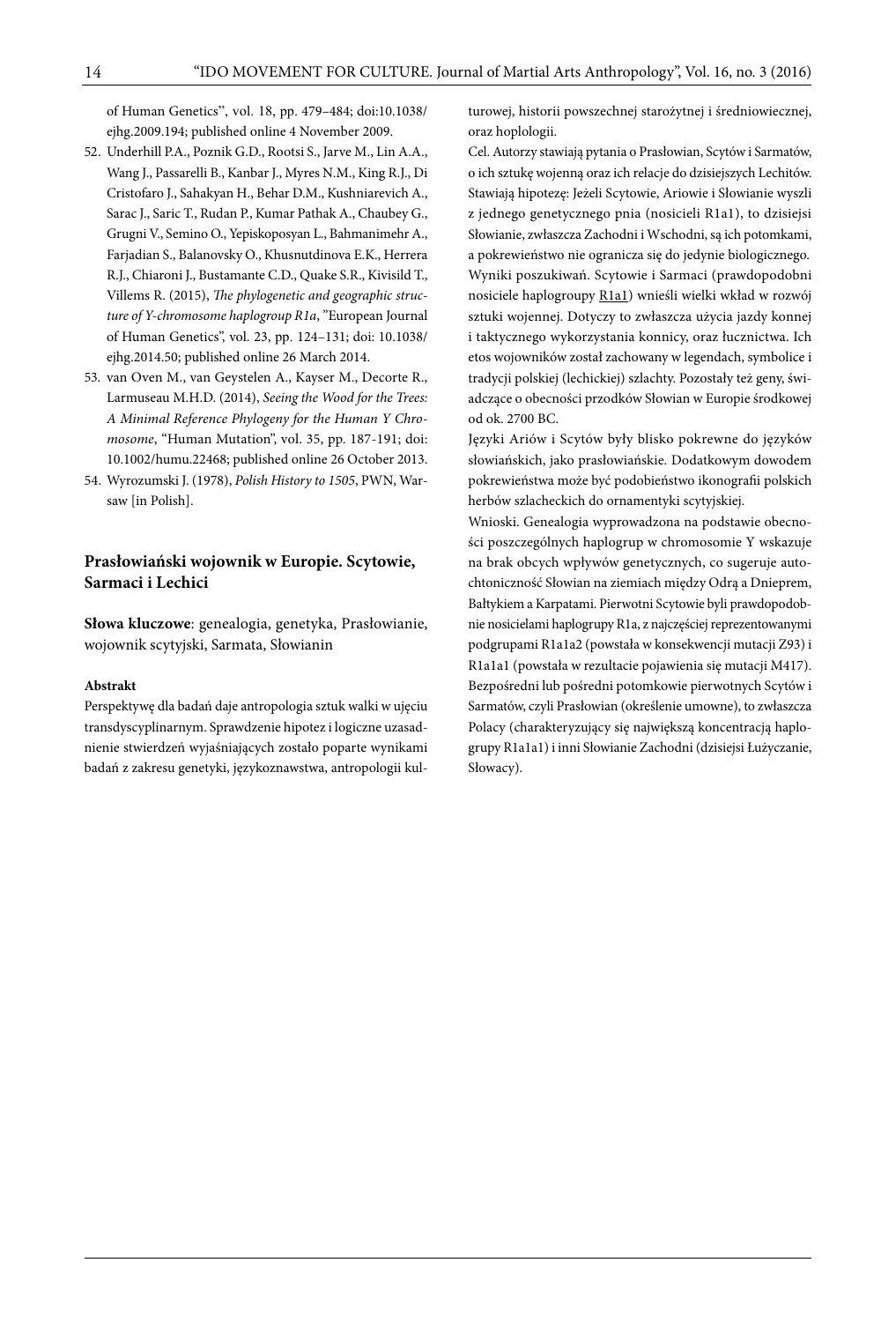of Human Genetics", vol. 18, pp. 479–484; doi:10.1038/ejhg.2009.194; published online 4 November 2009.

52. Underhill P.A., Poznik G.D., Rootsi S., Jarve M., Lin A.A., Wang J., Passarelli B., Kanbar J., Myres N.M., King R.J., Di Cristofaro J., Sahakyan H., Behar D.M., Kushniarevich A., Sarac J., Saric T., Rudan P., Kumar Pathak A., Chaubey G., Grugni V., Semino O., Yepiskoposyan L., Bahmanimehr A., Farjadian S., Balanovsky O., Khusnutdinova E.K., Herrera R.J., Chiaroni J., Bustamante C.D., Quake S.R., Kivisild T., Villems R. (2015), *The phylogenetic and geographic structure of Y-chromosome haplogroup R1a*, "European Journal of Human Genetics", vol. 23, pp. 124–131; doi: 10.1038/ejhg.2014.50; published online 26 March 2014.
53. van Oven M., van Geystelen A., Kayser M., Decorte R., Larmuseau M.H.D. (2014), *Seeing the Wood for the Trees: A Minimal Reference Phylogeny for the Human Y Chromosome*, "Human Mutation", vol. 35, pp. 187-191; doi: 10.1002/humu.22468; published online 26 October 2013.
54. Wyrozumski J. (1978), *Polish History to 1505*, PWN, Warsaw [in Polish].

## Prasłowiański wojownik w Europie. Scytowie, Sarmaci i Lechici

**Słowa kluczowe**: genealogia, genetyka, Prasłowianie, wojownik scytyjski, Sarmata, Słowianin

### Abstrakt

Perspektywę dla badań daje antropologia sztuk walki w ujęciu transdyscyplinarnym. Sprawdzenie hipotez i logiczne uzasadnienie stwierdzeń wyjaśniających zostało poparte wynikami badań z zakresu genetyki, językoznawstwa, antropologii kulturowej, historii powszechnej starożytnej i średniowiecznej, oraz hoplologii.

Cel. Autorzy stawiają pytania o Prasłowian, Scytów i Sarmatów, o ich sztukę wojenną oraz ich relacje do dzisiejszych Lechitów. Stawiają hipotezę: Jeżeli Scytowie, Ariowie i Słowianie wyszli z jednego genetycznego pnia (nosicieli R1a1), to dzisiejsi Słowianie, zwłaszcza Zachodni i Wschodni, są ich potomkami, a pokrewieństwo nie ogranicza się do jedynie biologicznego.

Wyniki poszukiwań. Scytowie i Sarmaci (prawdopodobni nosiciele haplogroupy R1a1) wnieśli wielki wkład w rozwój sztuki wojennej. Dotyczy to zwłaszcza użycia jazdy konnej i taktycznego wykorzystania konnicy, oraz łucznictwa. Ich etos wojowników został zachowany w legendach, symbolice i tradycji polskiej (lechickiej) szlachty. Pozostały też geny, świadczące o obecności przodków Słowian w Europie środkowej od ok. 2700 BC.

Języki Ariów i Scytów były blisko pokrewne do języków słowiańskich, jako prasłowiańskie. Dodatkowym dowodem pokrewieństwa może być podobieństwo ikonografii polskich herbów szlacheckich do ornamentyki scytyjskiej.

Wnioski. Genealogia wyprowadzona na podstawie obecności poszczególnych haplogrup w chromosomie Y wskazuje na brak obcych wpływów genetycznych, co sugeruje autochtoniczność Słowian na ziemiach między Odrą a Dnieprem, Bałtykiem a Karpatami. Pierwotni Scytowie byli prawdopodobnie nosicielami haplogrupy R1a, z najczęściej reprezentowanymi podgrupami R1a1a2 (powstała w konsekwencji mutacji Z93) i R1a1a1 (powstała w rezultacie pojawienia się mutacji M417). Bezpośredni lub pośredni potomkowie pierwotnych Scytów i Sarmatów, czyli Prasłowian (określenie umowne), to zwłaszcza Polacy (charakteryzujący się największą koncentracją haplogrupy R1a1a1) i inni Słowianie Zachodni (dzisiejsi Łużyczanie, Słowacy).